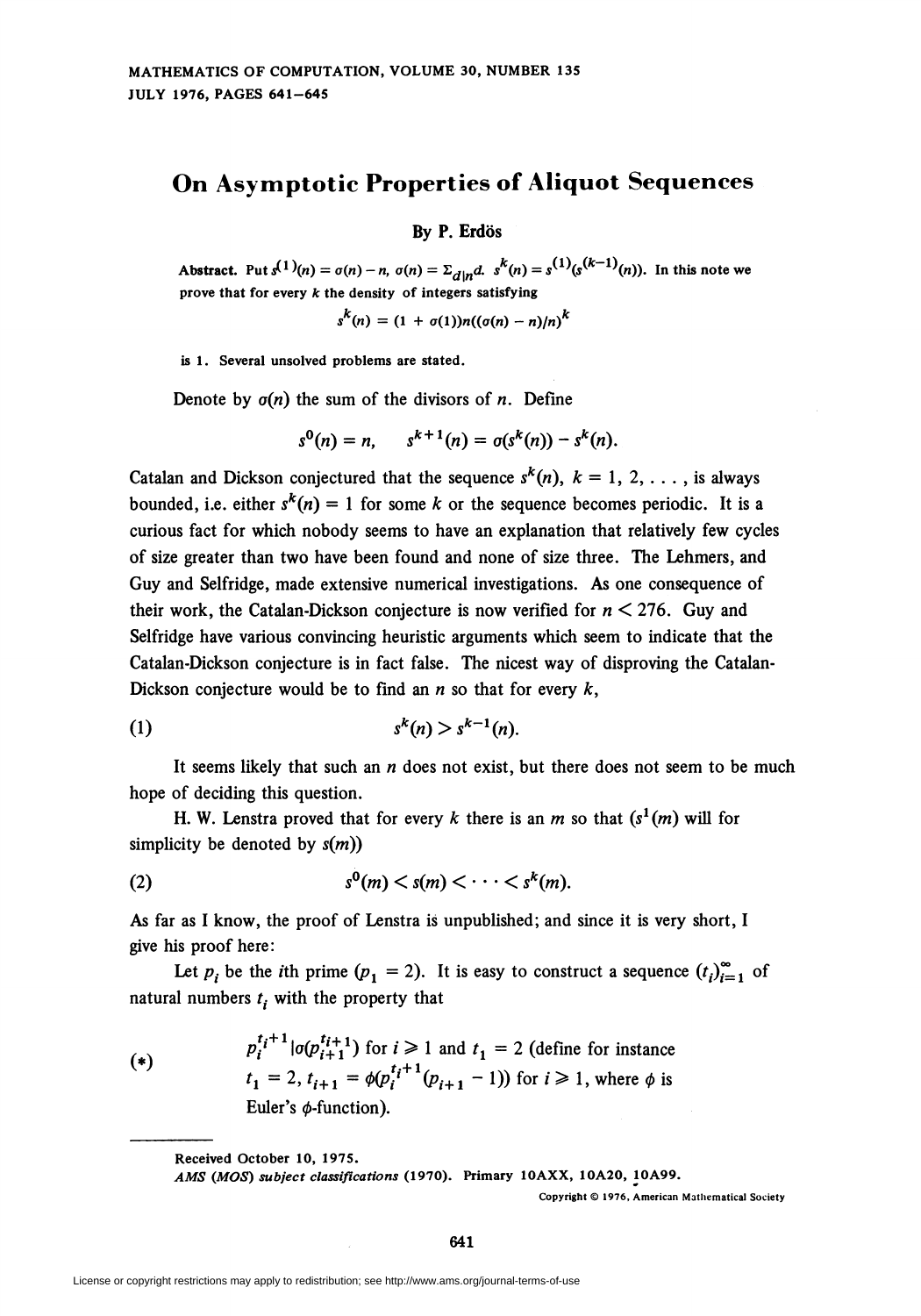# On Asymptotic Properties of Aliquot Sequences

**By P. Erdös**

**Abstract.** Put $s^{(1)}(n) = \sigma(n) - n$, $\sigma(n) = \Sigma_{d|n} d$. $s^k(n) = s^{(1)}(s^{(k-1)}(n))$. In this note we prove that for every $k$ the density of integers satisfying

$$s^k(n) = (1 + o(1))n((\sigma(n) - n)/n)^k$$

is 1. Several unsolved problems are stated.

Denote by $\sigma(n)$ the sum of the divisors of $n$. Define

$$s^0(n) = n, \qquad s^{k+1}(n) = \sigma(s^k(n)) - s^k(n).$$

Catalan and Dickson conjectured that the sequence $s^k(n)$, $k = 1, 2, \ldots,$ is always bounded, i.e. either $s^k(n) = 1$ for some $k$ or the sequence becomes periodic. It is a curious fact for which nobody seems to have an explanation that relatively few cycles of size greater than two have been found and none of size three. The Lehmers, and Guy and Selfridge, made extensive numerical investigations. As one consequence of their work, the Catalan-Dickson conjecture is now verified for $n < 276$. Guy and Selfridge have various convincing heuristic arguments which seem to indicate that the Catalan-Dickson conjecture is in fact false. The nicest way of disproving the Catalan-Dickson conjecture would be to find an $n$ so that for every $k$,

$$s^k(n) > s^{k-1}(n). \tag{1}$$

It seems likely that such an $n$ does not exist, but there does not seem to be much hope of deciding this question.

H. W. Lenstra proved that for every $k$ there is an $m$ so that ($s^1(m)$ will for simplicity be denoted by $s(m)$)

$$s^0(m) < s(m) < \cdots < s^k(m). \tag{2}$$

As far as I know, the proof of Lenstra is unpublished; and since it is very short, I give his proof here:

Let $p_i$ be the $i$th prime ($p_1 = 2$). It is easy to construct a sequence $(t_i)_{i=1}^{\infty}$ of natural numbers $t_i$ with the property that

(\*) $p_i^{t_i+1} | \sigma(p_{i+1}^{t_{i+1}})$ for $i \geq 1$ and $t_1 = 2$ (define for instance $t_1 = 2$, $t_{i+1} = \phi(p_i^{t_i+1}(p_{i+1} - 1))$ for $i \geq 1$, where $\phi$ is Euler's $\phi$-function).

---

Received October 10, 1975.

*AMS (MOS) subject classifications* (1970). Primary 10AXX, 10A20, 10A99.

Copyright © 1976, American Mathematical Society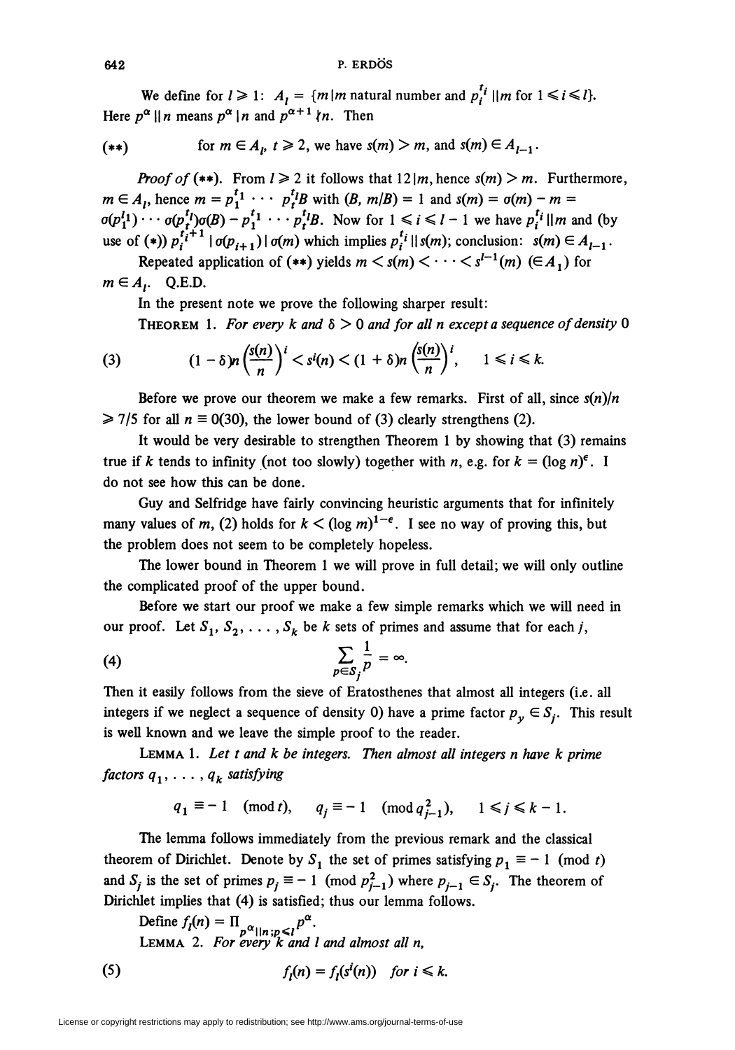We define for $l \geq 1$: $A_l = \{m \mid m$ natural number and $p_i^{t_i} \| m$ for $1 \leq i \leq l\}$. Here $p^\alpha \| n$ means $p^\alpha \mid n$ and $p^{\alpha+1} \nmid n$. Then

$$(**) \qquad \text{for } m \in A_l,\ t \geq 2, \text{ we have } s(m) > m, \text{ and } s(m) \in A_{l-1}.$$

*Proof of* (**). From $l \geq 2$ it follows that $12 \mid m$, hence $s(m) > m$. Furthermore, $m \in A_l$, hence $m = p_1^{t_1} \cdots p_l^{t_l} B$ with $(B, m/B) = 1$ and $s(m) = \sigma(m) - m = \sigma(p_1^{t_1}) \cdots \sigma(p_l^{t_l}) \sigma(B) - p_1^{t_1} \cdots p_l^{t_l} B$. Now for $1 \leq i \leq l - 1$ we have $p_i^{t_i} \| m$ and (by use of (*)) $p_i^{t_i+1} \mid \sigma(p_{i+1}) \mid \sigma(m)$ which implies $p_i^{t_i} \| s(m)$; conclusion: $s(m) \in A_{l-1}$.

Repeated application of (**) yields $m < s(m) < \cdots < s^{l-1}(m)$ $(\in A_1)$ for $m \in A_l$. Q.E.D.

In the present note we prove the following sharper result:

THEOREM 1. *For every $k$ and $\delta > 0$ and for all $n$ except a sequence of density* 0

$$(3) \qquad (1 - \delta) n \left( \frac{s(n)}{n} \right)^i < s^i(n) < (1 + \delta) n \left( \frac{s(n)}{n} \right)^i, \qquad 1 \leq i \leq k.$$

Before we prove our theorem we make a few remarks. First of all, since $s(n)/n \geq 7/5$ for all $n \equiv 0(30)$, the lower bound of (3) clearly strengthens (2).

It would be very desirable to strengthen Theorem 1 by showing that (3) remains true if $k$ tends to infinity (not too slowly) together with $n$, e.g. for $k = (\log n)^\epsilon$. I do not see how this can be done.

Guy and Selfridge have fairly convincing heuristic arguments that for infinitely many values of $m$, (2) holds for $k < (\log m)^{1-\epsilon}$. I see no way of proving this, but the problem does not seem to be completely hopeless.

The lower bound in Theorem 1 we will prove in full detail; we will only outline the complicated proof of the upper bound.

Before we start our proof we make a few simple remarks which we will need in our proof. Let $S_1, S_2, \ldots, S_k$ be $k$ sets of primes and assume that for each $j$,

$$(4) \qquad \sum_{p \in S_j} \frac{1}{p} = \infty.$$

Then it easily follows from the sieve of Eratosthenes that almost all integers (i.e. all integers if we neglect a sequence of density 0) have a prime factor $p_y \in S_j$. This result is well known and we leave the simple proof to the reader.

LEMMA 1. *Let $t$ and $k$ be integers. Then almost all integers $n$ have $k$ prime factors $q_1, \ldots, q_k$ satisfying*

$$q_1 \equiv -1 \pmod t, \qquad q_j \equiv -1 \pmod{q_{j-1}^2}, \qquad 1 \leq j \leq k - 1.$$

The lemma follows immediately from the previous remark and the classical theorem of Dirichlet. Denote by $S_1$ the set of primes satisfying $p_1 \equiv -1 \pmod t$ and $S_j$ is the set of primes $p_j \equiv -1 \pmod{p_{j-1}^2}$ where $p_{j-1} \in S_j$. The theorem of Dirichlet implies that (4) is satisfied; thus our lemma follows.

Define $f_l(n) = \prod_{p^\alpha \| n; p \leq l} p^\alpha$.

LEMMA 2. *For every $k$ and $l$ and almost all $n$,*

$$(5) \qquad f_l(n) = f_l(s^i(n)) \quad \text{for } i \leq k.$$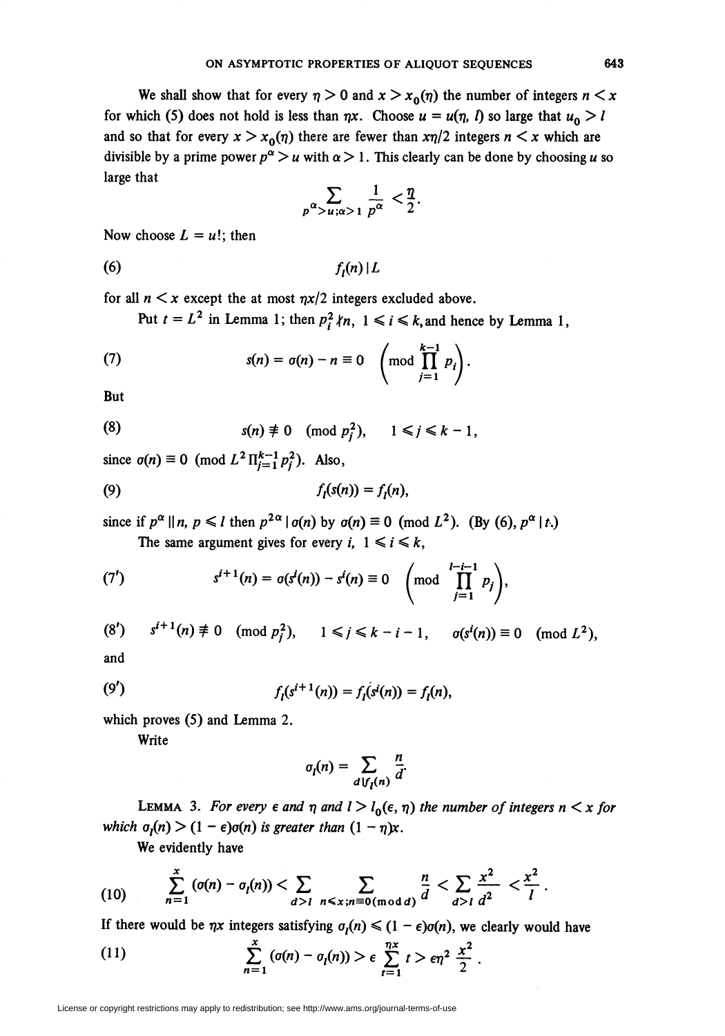We shall show that for every $\eta > 0$ and $x > x_0(\eta)$ the number of integers $n < x$ for which (5) does not hold is less than $\eta x$. Choose $u = u(\eta, l)$ so large that $u_0 > l$ and so that for every $x > x_0(\eta)$ there are fewer than $x\eta/2$ integers $n < x$ which are divisible by a prime power $p^\alpha > u$ with $\alpha > 1$. This clearly can be done by choosing $u$ so large that

$$\sum_{p^\alpha > u; \alpha > 1} \frac{1}{p^\alpha} < \frac{\eta}{2}.$$

Now choose $L = u!$; then

$$f_l(n) \mid L \tag{6}$$

for all $n < x$ except the at most $\eta x/2$ integers excluded above.

Put $t = L^2$ in Lemma 1; then $p_i^2 \nmid n$, $1 \leqslant i \leqslant k$, and hence by Lemma 1,

$$s(n) = \sigma(n) - n \equiv 0 \quad \left(\operatorname{mod} \prod_{j=1}^{k-1} p_i\right). \tag{7}$$

But

$$s(n) \not\equiv 0 \pmod{p_j^2}, \qquad 1 \leqslant j \leqslant k-1, \tag{8}$$

since $\sigma(n) \equiv 0 \pmod{L^2 \prod_{j=1}^{k-1} p_j^2}$. Also,

$$f_l(s(n)) = f_l(n), \tag{9}$$

since if $p^\alpha \| n$, $p \leqslant l$ then $p^{2\alpha} \mid \sigma(n)$ by $\sigma(n) \equiv 0 \pmod{L^2}$. (By (6), $p^\alpha \mid t$.)

The same argument gives for every $i$, $1 \leqslant i \leqslant k$,

$$s^{i+1}(n) = \sigma(s^i(n)) - s^i(n) \equiv 0 \quad \left(\operatorname{mod} \prod_{j=1}^{l-i-1} p_j\right), \tag{7'}$$

$$s^{i+1}(n) \not\equiv 0 \pmod{p_j^2}, \qquad 1 \leqslant j \leqslant k-i-1, \qquad \sigma(s^i(n)) \equiv 0 \pmod{L^2}, \tag{8'}$$

and

$$f_l(s^{i+1}(n)) = f_l(s^i(n)) = f_l(n), \tag{9'}$$

which proves (5) and Lemma 2.

Write

$$\sigma_l(n) = \sum_{d \mid f_l(n)} \frac{n}{d}.$$

LEMMA 3. *For every $\epsilon$ and $\eta$ and $l > l_0(\epsilon, \eta)$ the number of integers $n < x$ for which $\sigma_l(n) > (1 - \epsilon)\sigma(n)$ is greater than $(1 - \eta)x$.*

We evidently have

$$\sum_{n=1}^{x} (\sigma(n) - \sigma_l(n)) < \sum_{d > l} \sum_{n \leqslant x; n \equiv 0 (\operatorname{mod} d)} \frac{n}{d} < \sum_{d > l} \frac{x^2}{d^2} < \frac{x^2}{l}. \tag{10}$$

If there would be $\eta x$ integers satisfying $\sigma_l(n) \leqslant (1 - \epsilon)\sigma(n)$, we clearly would have

$$\sum_{n=1}^{x} (\sigma(n) - \sigma_l(n)) > \epsilon \sum_{t=1}^{\eta x} t > \epsilon \eta^2 \frac{x^2}{2}. \tag{11}$$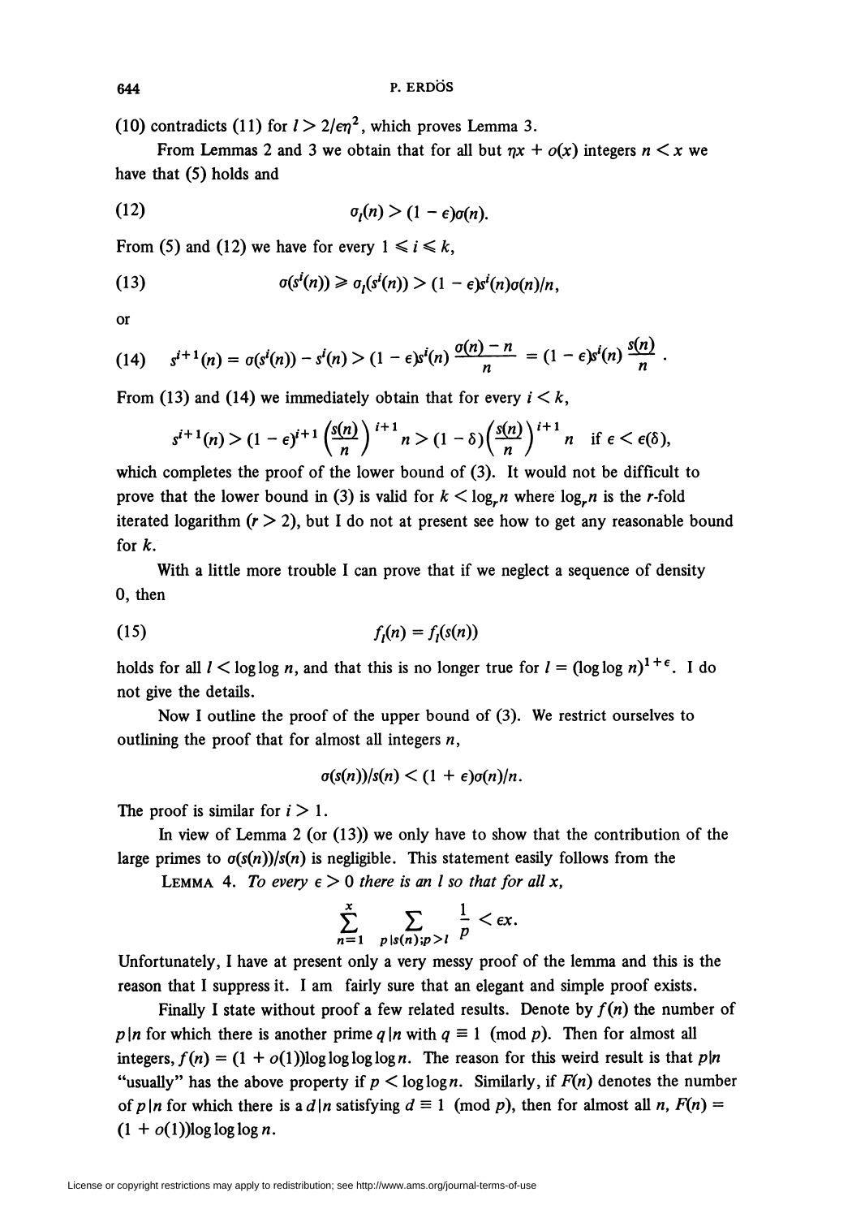(10) contradicts (11) for $l > 2/\epsilon\eta^2$, which proves Lemma 3.

From Lemmas 2 and 3 we obtain that for all but $\eta x + o(x)$ integers $n < x$ we have that (5) holds and

$$\sigma_l(n) > (1 - \epsilon)\sigma(n). \tag{12}$$

From (5) and (12) we have for every $1 \leqslant i \leqslant k$,

$$\sigma(s^i(n)) \geqslant \sigma_l(s^i(n)) > (1 - \epsilon)s^i(n)\sigma(n)/n, \tag{13}$$

or

$$s^{i+1}(n) = \sigma(s^i(n)) - s^i(n) > (1 - \epsilon)s^i(n)\frac{\sigma(n) - n}{n} = (1 - \epsilon)s^i(n)\frac{s(n)}{n}. \tag{14}$$

From (13) and (14) we immediately obtain that for every $i < k$,

$$s^{i+1}(n) > (1 - \epsilon)^{i+1}\left(\frac{s(n)}{n}\right)^{i+1} n > (1 - \delta)\left(\frac{s(n)}{n}\right)^{i+1} n \quad \text{if } \epsilon < \epsilon(\delta),$$

which completes the proof of the lower bound of (3). It would not be difficult to prove that the lower bound in (3) is valid for $k < \log_r n$ where $\log_r n$ is the $r$-fold iterated logarithm ($r > 2$), but I do not at present see how to get any reasonable bound for $k$.

With a little more trouble I can prove that if we neglect a sequence of density 0, then

$$f_l(n) = f_l(s(n)) \tag{15}$$

holds for all $l < \log\log n$, and that this is no longer true for $l = (\log\log n)^{1+\epsilon}$. I do not give the details.

Now I outline the proof of the upper bound of (3). We restrict ourselves to outlining the proof that for almost all integers $n$,

$$\sigma(s(n))/s(n) < (1 + \epsilon)\sigma(n)/n.$$

The proof is similar for $i > 1$.

In view of Lemma 2 (or (13)) we only have to show that the contribution of the large primes to $\sigma(s(n))/s(n)$ is negligible. This statement easily follows from the

LEMMA 4. *To every $\epsilon > 0$ there is an $l$ so that for all $x$,*

$$\sum_{n=1}^{x} \sum_{p \mid s(n); p > l} \frac{1}{p} < \epsilon x.$$

Unfortunately, I have at present only a very messy proof of the lemma and this is the reason that I suppress it. I am fairly sure that an elegant and simple proof exists.

Finally I state without proof a few related results. Denote by $f(n)$ the number of $p \mid n$ for which there is another prime $q \mid n$ with $q \equiv 1 \pmod p$. Then for almost all integers, $f(n) = (1 + o(1))\log\log\log\log n$. The reason for this weird result is that $p \mid n$ "usually" has the above property if $p < \log\log n$. Similarly, if $F(n)$ denotes the number of $p \mid n$ for which there is a $d \mid n$ satisfying $d \equiv 1 \pmod p$, then for almost all $n$, $F(n) = (1 + o(1))\log\log\log n$.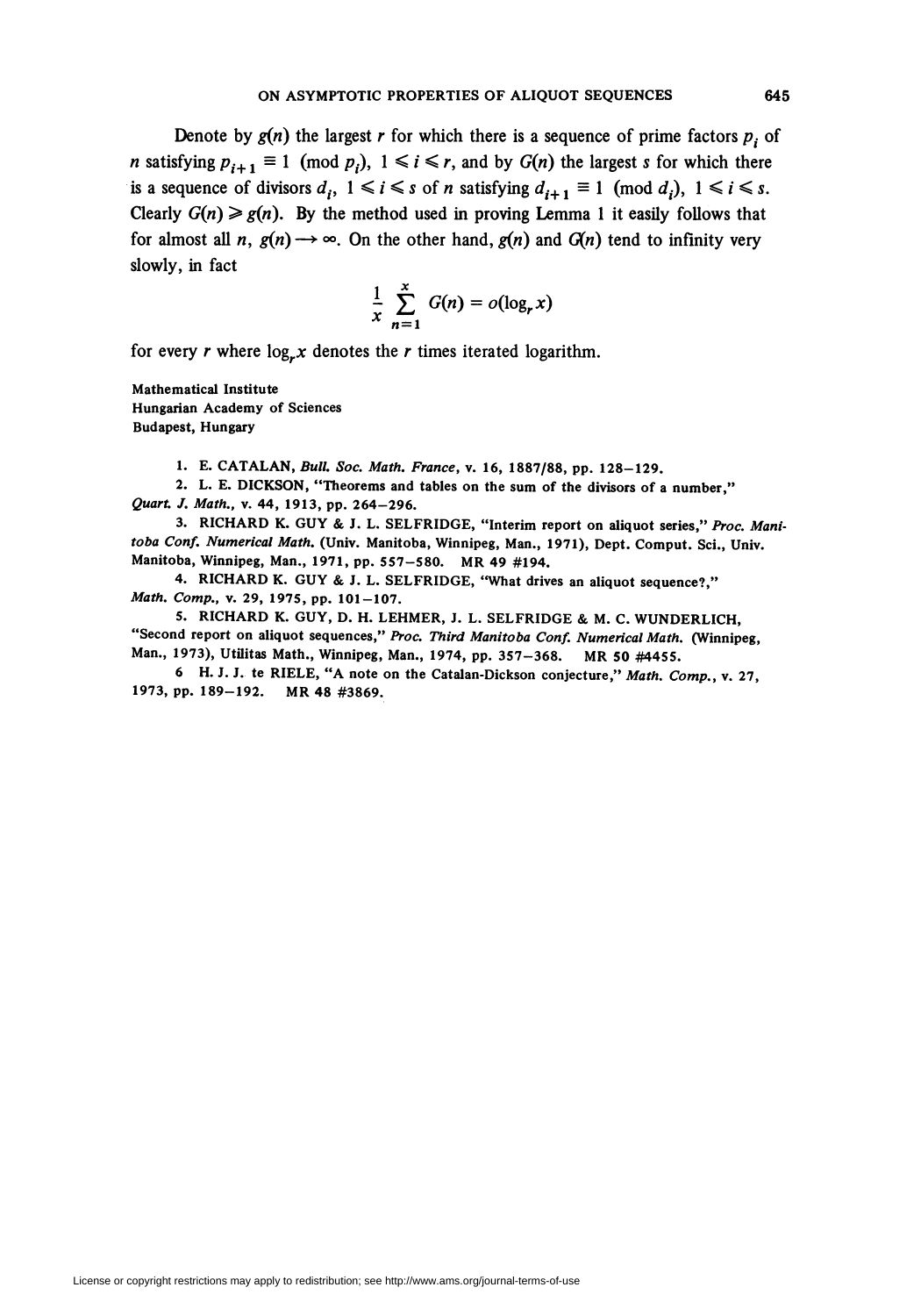Denote by $g(n)$ the largest $r$ for which there is a sequence of prime factors $p_i$ of $n$ satisfying $p_{i+1} \equiv 1 \pmod{p_i}$, $1 \leqslant i \leqslant r$, and by $G(n)$ the largest $s$ for which there is a sequence of divisors $d_i$, $1 \leqslant i \leqslant s$ of $n$ satisfying $d_{i+1} \equiv 1 \pmod{d_i}$, $1 \leqslant i \leqslant s$. Clearly $G(n) \geqslant g(n)$. By the method used in proving Lemma 1 it easily follows that for almost all $n$, $g(n) \longrightarrow \infty$. On the other hand, $g(n)$ and $G(n)$ tend to infinity very slowly, in fact

$$\frac{1}{x} \sum_{n=1}^{x} G(n) = o(\log_r x)$$

for every $r$ where $\log_r x$ denotes the $r$ times iterated logarithm.

Mathematical Institute
Hungarian Academy of Sciences
Budapest, Hungary

1. E. CATALAN, *Bull. Soc. Math. France*, v. 16, 1887/88, pp. 128–129.

2. L. E. DICKSON, "Theorems and tables on the sum of the divisors of a number," *Quart. J. Math.*, v. 44, 1913, pp. 264–296.

3. RICHARD K. GUY & J. L. SELFRIDGE, "Interim report on aliquot series," *Proc. Manitoba Conf. Numerical Math.* (Univ. Manitoba, Winnipeg, Man., 1971), Dept. Comput. Sci., Univ. Manitoba, Winnipeg, Man., 1971, pp. 557–580. MR 49 #194.

4. RICHARD K. GUY & J. L. SELFRIDGE, "What drives an aliquot sequence?," *Math. Comp.*, v. 29, 1975, pp. 101–107.

5. RICHARD K. GUY, D. H. LEHMER, J. L. SELFRIDGE & M. C. WUNDERLICH, "Second report on aliquot sequences," *Proc. Third Manitoba Conf. Numerical Math.* (Winnipeg, Man., 1973), Utilitas Math., Winnipeg, Man., 1974, pp. 357–368. MR 50 #4455.

6 H. J. J. te RIELE, "A note on the Catalan-Dickson conjecture," *Math. Comp.*, v. 27, 1973, pp. 189–192. MR 48 #3869.